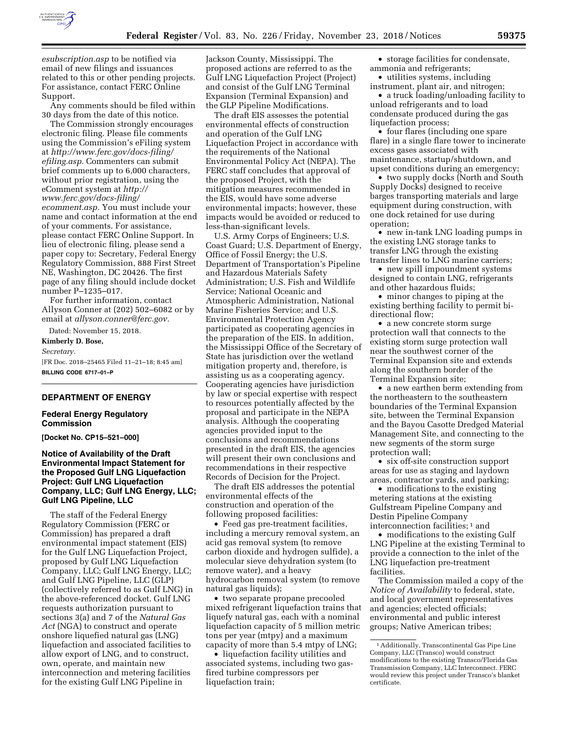*esubscription.asp* to be notified via email of new filings and issuances related to this or other pending projects. For assistance, contact FERC Online Support.

Any comments should be filed within 30 days from the date of this notice.

The Commission strongly encourages electronic filing. Please file comments using the Commission's eFiling system at *http://www.ferc.gov/docs-filing/efiling.asp.* Commenters can submit brief comments up to 6,000 characters, without prior registration, using the eComment system at *http://www.ferc.gov/docs-filing/ecomment.asp.* You must include your name and contact information at the end of your comments. For assistance, please contact FERC Online Support. In lieu of electronic filing, please send a paper copy to: Secretary, Federal Energy Regulatory Commission, 888 First Street NE, Washington, DC 20426. The first page of any filing should include docket number P–1235–017.

For further information, contact Allyson Conner at (202) 502–6082 or by email at *allyson.conner@ferc.gov.*

Dated: November 15, 2018.

**Kimberly D. Bose,**

*Secretary.*

[FR Doc. 2018–25465 Filed 11–21–18; 8:45 am]

**BILLING CODE 6717–01–P**

## DEPARTMENT OF ENERGY

### Federal Energy Regulatory Commission

**[Docket No. CP15–521–000]**

### Notice of Availability of the Draft Environmental Impact Statement for the Proposed Gulf LNG Liquefaction Project: Gulf LNG Liquefaction Company, LLC; Gulf LNG Energy, LLC; Gulf LNG Pipeline, LLC

The staff of the Federal Energy Regulatory Commission (FERC or Commission) has prepared a draft environmental impact statement (EIS) for the Gulf LNG Liquefaction Project, proposed by Gulf LNG Liquefaction Company, LLC; Gulf LNG Energy, LLC; and Gulf LNG Pipeline, LLC (GLP) (collectively referred to as Gulf LNG) in the above-referenced docket. Gulf LNG requests authorization pursuant to sections 3(a) and 7 of the *Natural Gas Act* (NGA) to construct and operate onshore liquefied natural gas (LNG) liquefaction and associated facilities to allow export of LNG, and to construct, own, operate, and maintain new interconnection and metering facilities for the existing Gulf LNG Pipeline in Jackson County, Mississippi. The proposed actions are referred to as the Gulf LNG Liquefaction Project (Project) and consist of the Gulf LNG Terminal Expansion (Terminal Expansion) and the GLP Pipeline Modifications.

The draft EIS assesses the potential environmental effects of construction and operation of the Gulf LNG Liquefaction Project in accordance with the requirements of the National Environmental Policy Act (NEPA). The FERC staff concludes that approval of the proposed Project, with the mitigation measures recommended in the EIS, would have some adverse environmental impacts; however, these impacts would be avoided or reduced to less-than-significant levels.

U.S. Army Corps of Engineers; U.S. Coast Guard; U.S. Department of Energy, Office of Fossil Energy; the U.S. Department of Transportation's Pipeline and Hazardous Materials Safety Administration; U.S. Fish and Wildlife Service; National Oceanic and Atmospheric Administration, National Marine Fisheries Service; and U.S. Environmental Protection Agency participated as cooperating agencies in the preparation of the EIS. In addition, the Mississippi Office of the Secretary of State has jurisdiction over the wetland mitigation property and, therefore, is assisting us as a cooperating agency. Cooperating agencies have jurisdiction by law or special expertise with respect to resources potentially affected by the proposal and participate in the NEPA analysis. Although the cooperating agencies provided input to the conclusions and recommendations presented in the draft EIS, the agencies will present their own conclusions and recommendations in their respective Records of Decision for the Project.

The draft EIS addresses the potential environmental effects of the construction and operation of the following proposed facilities:

- Feed gas pre-treatment facilities, including a mercury removal system, an acid gas removal system (to remove carbon dioxide and hydrogen sulfide), a molecular sieve dehydration system (to remove water), and a heavy hydrocarbon removal system (to remove natural gas liquids);
- two separate propane precooled mixed refrigerant liquefaction trains that liquefy natural gas, each with a nominal liquefaction capacity of 5 million metric tons per year (mtpy) and a maximum capacity of more than 5.4 mtpy of LNG;
- liquefaction facility utilities and associated systems, including two gas-fired turbine compressors per liquefaction train;
- storage facilities for condensate, ammonia and refrigerants;
- utilities systems, including instrument, plant air, and nitrogen;
- a truck loading/unloading facility to unload refrigerants and to load condensate produced during the gas liquefaction process;
- four flares (including one spare flare) in a single flare tower to incinerate excess gases associated with maintenance, startup/shutdown, and upset conditions during an emergency;
- two supply docks (North and South Supply Docks) designed to receive barges transporting materials and large equipment during construction, with one dock retained for use during operation;
- new in-tank LNG loading pumps in the existing LNG storage tanks to transfer LNG through the existing transfer lines to LNG marine carriers;
- new spill impoundment systems designed to contain LNG, refrigerants and other hazardous fluids;
- minor changes to piping at the existing berthing facility to permit bi-directional flow;
- a new concrete storm surge protection wall that connects to the existing storm surge protection wall near the southwest corner of the Terminal Expansion site and extends along the southern border of the Terminal Expansion site;
- a new earthen berm extending from the northeastern to the southeastern boundaries of the Terminal Expansion site, between the Terminal Expansion and the Bayou Casotte Dredged Material Management Site, and connecting to the new segments of the storm surge protection wall;
- six off-site construction support areas for use as staging and laydown areas, contractor yards, and parking;
- modifications to the existing metering stations at the existing Gulfstream Pipeline Company and Destin Pipeline Company interconnection facilities;[1] and
- modifications to the existing Gulf LNG Pipeline at the existing Terminal to provide a connection to the inlet of the LNG liquefaction pre-treatment facilities.

The Commission mailed a copy of the *Notice of Availability* to federal, state, and local government representatives and agencies; elected officials; environmental and public interest groups; Native American tribes;

[1] Additionally, Transcontinental Gas Pipe Line Company, LLC (Transco) would construct modifications to the existing Transco/Florida Gas Transmission Company, LLC Interconnect. FERC would review this project under Transco's blanket certificate.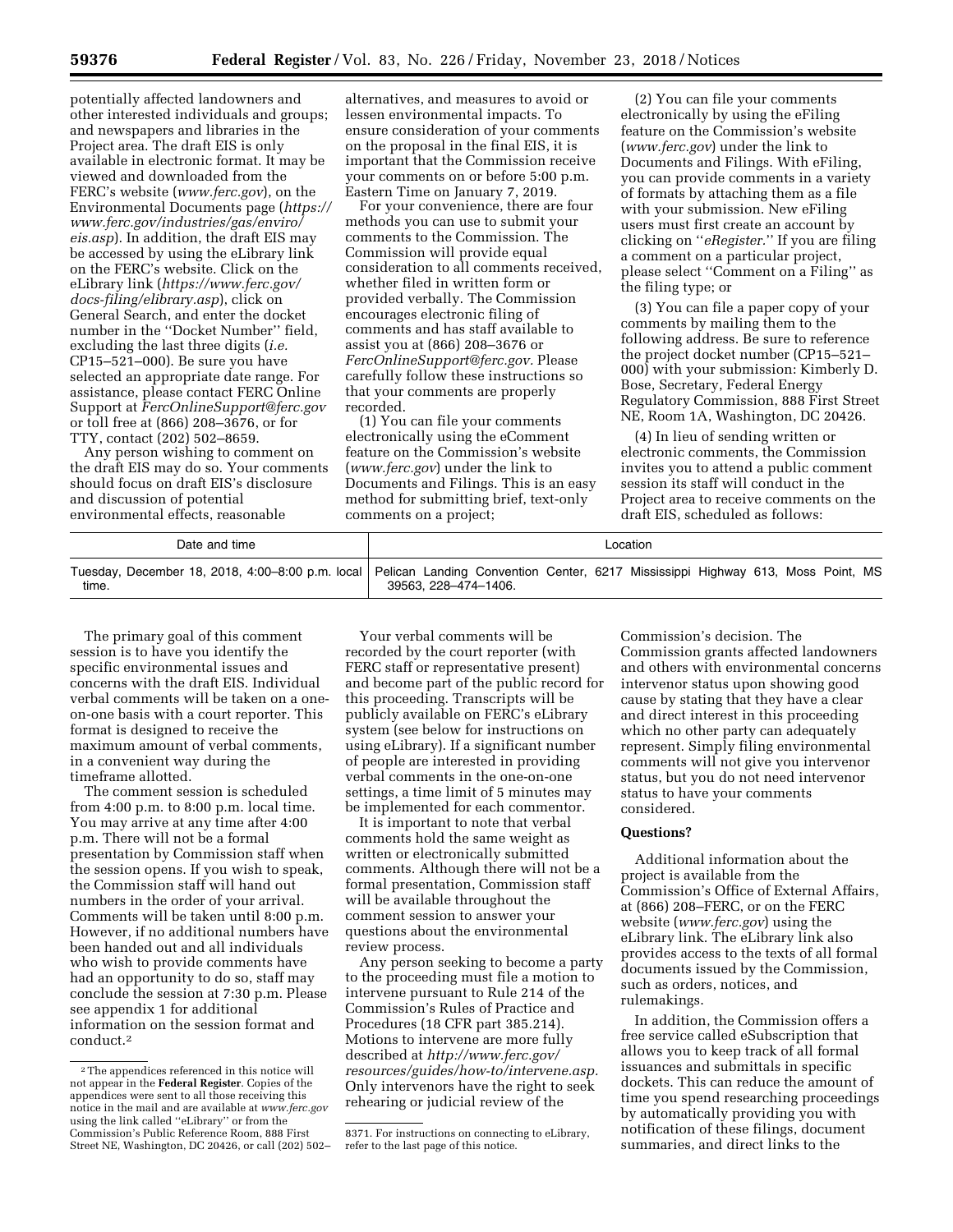potentially affected landowners and other interested individuals and groups; and newspapers and libraries in the Project area. The draft EIS is only available in electronic format. It may be viewed and downloaded from the FERC's website (*www.ferc.gov*), on the Environmental Documents page (*https://www.ferc.gov/industries/gas/enviro/eis.asp*). In addition, the draft EIS may be accessed by using the eLibrary link on the FERC's website. Click on the eLibrary link (*https://www.ferc.gov/docs-filing/elibrary.asp*), click on General Search, and enter the docket number in the ''Docket Number'' field, excluding the last three digits (*i.e.* CP15–521–000). Be sure you have selected an appropriate date range. For assistance, please contact FERC Online Support at *FercOnlineSupport@ferc.gov* or toll free at (866) 208–3676, or for TTY, contact (202) 502–8659.

Any person wishing to comment on the draft EIS may do so. Your comments should focus on draft EIS's disclosure and discussion of potential environmental effects, reasonable alternatives, and measures to avoid or lessen environmental impacts. To ensure consideration of your comments on the proposal in the final EIS, it is important that the Commission receive your comments on or before 5:00 p.m. Eastern Time on January 7, 2019.

For your convenience, there are four methods you can use to submit your comments to the Commission. The Commission will provide equal consideration to all comments received, whether filed in written form or provided verbally. The Commission encourages electronic filing of comments and has staff available to assist you at (866) 208–3676 or *FercOnlineSupport@ferc.gov.* Please carefully follow these instructions so that your comments are properly recorded.

(1) You can file your comments electronically using the eComment feature on the Commission's website (*www.ferc.gov*) under the link to Documents and Filings. This is an easy method for submitting brief, text-only comments on a project;

(2) You can file your comments electronically by using the eFiling feature on the Commission's website (*www.ferc.gov*) under the link to Documents and Filings. With eFiling, you can provide comments in a variety of formats by attaching them as a file with your submission. New eFiling users must first create an account by clicking on ''*eRegister.*'' If you are filing a comment on a particular project, please select ''Comment on a Filing'' as the filing type; or

(3) You can file a paper copy of your comments by mailing them to the following address. Be sure to reference the project docket number (CP15–521–000) with your submission: Kimberly D. Bose, Secretary, Federal Energy Regulatory Commission, 888 First Street NE, Room 1A, Washington, DC 20426.

(4) In lieu of sending written or electronic comments, the Commission invites you to attend a public comment session its staff will conduct in the Project area to receive comments on the draft EIS, scheduled as follows:

| Date and time | Location |
|---|---|
| Tuesday, December 18, 2018, 4:00–8:00 p.m. local time. | Pelican Landing Convention Center, 6217 Mississippi Highway 613, Moss Point, MS 39563, 228–474–1406. |

The primary goal of this comment session is to have you identify the specific environmental issues and concerns with the draft EIS. Individual verbal comments will be taken on a one-on-one basis with a court reporter. This format is designed to receive the maximum amount of verbal comments, in a convenient way during the timeframe allotted.

The comment session is scheduled from 4:00 p.m. to 8:00 p.m. local time. You may arrive at any time after 4:00 p.m. There will not be a formal presentation by Commission staff when the session opens. If you wish to speak, the Commission staff will hand out numbers in the order of your arrival. Comments will be taken until 8:00 p.m. However, if no additional numbers have been handed out and all individuals who wish to provide comments have had an opportunity to do so, staff may conclude the session at 7:30 p.m. Please see appendix 1 for additional information on the session format and conduct.[2]

Your verbal comments will be recorded by the court reporter (with FERC staff or representative present) and become part of the public record for this proceeding. Transcripts will be publicly available on FERC's eLibrary system (see below for instructions on using eLibrary). If a significant number of people are interested in providing verbal comments in the one-on-one settings, a time limit of 5 minutes may be implemented for each commentor.

It is important to note that verbal comments hold the same weight as written or electronically submitted comments. Although there will not be a formal presentation, Commission staff will be available throughout the comment session to answer your questions about the environmental review process.

Any person seeking to become a party to the proceeding must file a motion to intervene pursuant to Rule 214 of the Commission's Rules of Practice and Procedures (18 CFR part 385.214). Motions to intervene are more fully described at *http://www.ferc.gov/resources/guides/how-to/intervene.asp.* Only intervenors have the right to seek rehearing or judicial review of the Commission's decision. The Commission grants affected landowners and others with environmental concerns intervenor status upon showing good cause by stating that they have a clear and direct interest in this proceeding which no other party can adequately represent. Simply filing environmental comments will not give you intervenor status, but you do not need intervenor status to have your comments considered.

## Questions?

Additional information about the project is available from the Commission's Office of External Affairs, at (866) 208–FERC, or on the FERC website (*www.ferc.gov*) using the eLibrary link. The eLibrary link also provides access to the texts of all formal documents issued by the Commission, such as orders, notices, and rulemakings.

In addition, the Commission offers a free service called eSubscription that allows you to keep track of all formal issuances and submittals in specific dockets. This can reduce the amount of time you spend researching proceedings by automatically providing you with notification of these filings, document summaries, and direct links to the

---

[2] The appendices referenced in this notice will not appear in the **Federal Register**. Copies of the appendices were sent to all those receiving this notice in the mail and are available at *www.ferc.gov* using the link called ''eLibrary'' or from the Commission's Public Reference Room, 888 First Street NE, Washington, DC 20426, or call (202) 502–8371. For instructions on connecting to eLibrary, refer to the last page of this notice.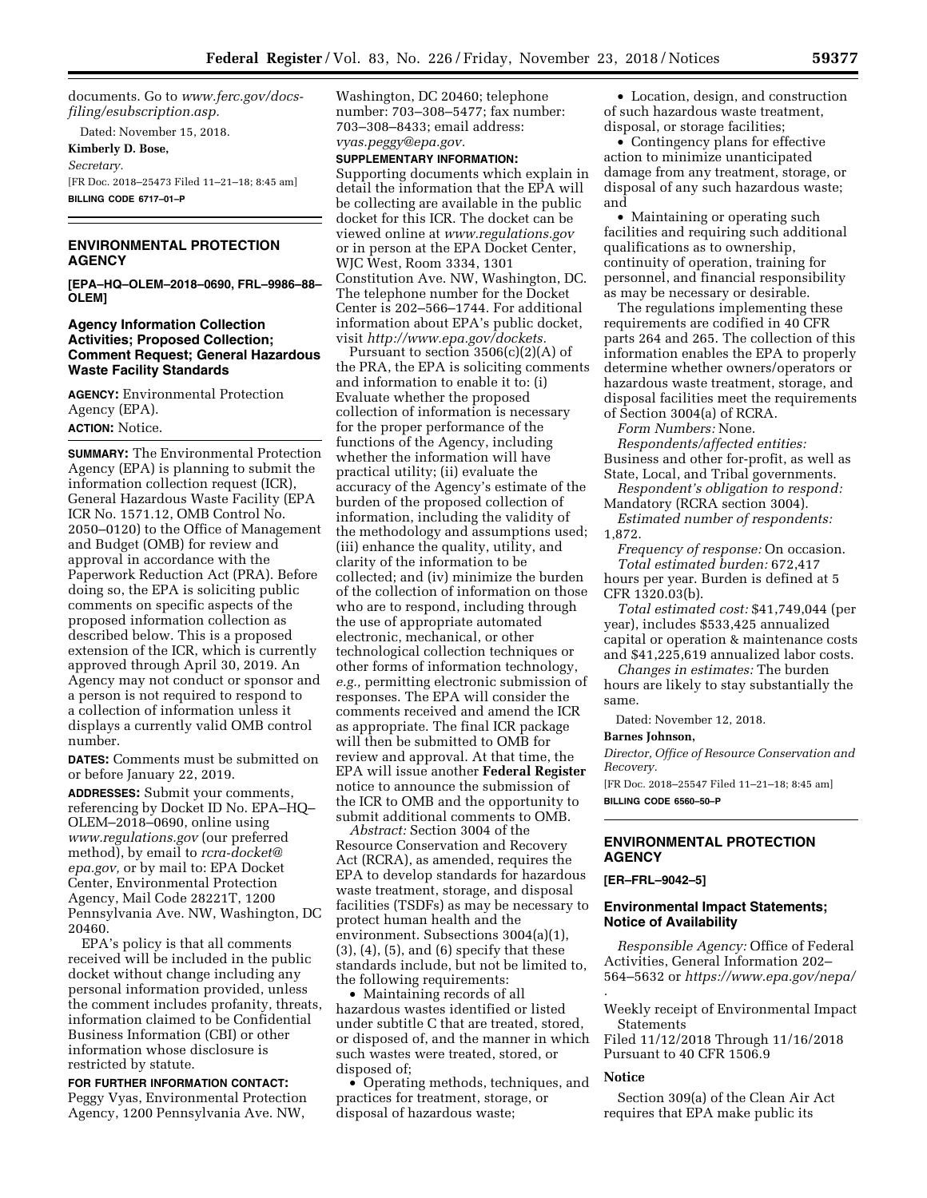documents. Go to *www.ferc.gov/docs-filing/esubscription.asp.*

Dated: November 15, 2018.

**Kimberly D. Bose,**

*Secretary.*

[FR Doc. 2018–25473 Filed 11–21–18; 8:45 am]

**BILLING CODE 6717–01–P**

## ENVIRONMENTAL PROTECTION AGENCY

**[EPA–HQ–OLEM–2018–0690, FRL–9986–88–OLEM]**

### Agency Information Collection Activities; Proposed Collection; Comment Request; General Hazardous Waste Facility Standards

**AGENCY:** Environmental Protection Agency (EPA).

**ACTION:** Notice.

**SUMMARY:** The Environmental Protection Agency (EPA) is planning to submit the information collection request (ICR), General Hazardous Waste Facility (EPA ICR No. 1571.12, OMB Control No. 2050–0120) to the Office of Management and Budget (OMB) for review and approval in accordance with the Paperwork Reduction Act (PRA). Before doing so, the EPA is soliciting public comments on specific aspects of the proposed information collection as described below. This is a proposed extension of the ICR, which is currently approved through April 30, 2019. An Agency may not conduct or sponsor and a person is not required to respond to a collection of information unless it displays a currently valid OMB control number.

**DATES:** Comments must be submitted on or before January 22, 2019.

**ADDRESSES:** Submit your comments, referencing by Docket ID No. EPA–HQ–OLEM–2018–0690, online using *www.regulations.gov* (our preferred method), by email to *rcra-docket@epa.gov,* or by mail to: EPA Docket Center, Environmental Protection Agency, Mail Code 28221T, 1200 Pennsylvania Ave. NW, Washington, DC 20460.

EPA's policy is that all comments received will be included in the public docket without change including any personal information provided, unless the comment includes profanity, threats, information claimed to be Confidential Business Information (CBI) or other information whose disclosure is restricted by statute.

**FOR FURTHER INFORMATION CONTACT:** Peggy Vyas, Environmental Protection Agency, 1200 Pennsylvania Ave. NW, Washington, DC 20460; telephone number: 703–308–5477; fax number: 703–308–8433; email address: *vyas.peggy@epa.gov.*

**SUPPLEMENTARY INFORMATION:** Supporting documents which explain in detail the information that the EPA will be collecting are available in the public docket for this ICR. The docket can be viewed online at *www.regulations.gov* or in person at the EPA Docket Center, WJC West, Room 3334, 1301 Constitution Ave. NW, Washington, DC. The telephone number for the Docket Center is 202–566–1744. For additional information about EPA's public docket, visit *http://www.epa.gov/dockets.*

Pursuant to section 3506(c)(2)(A) of the PRA, the EPA is soliciting comments and information to enable it to: (i) Evaluate whether the proposed collection of information is necessary for the proper performance of the functions of the Agency, including whether the information will have practical utility; (ii) evaluate the accuracy of the Agency's estimate of the burden of the proposed collection of information, including the validity of the methodology and assumptions used; (iii) enhance the quality, utility, and clarity of the information to be collected; and (iv) minimize the burden of the collection of information on those who are to respond, including through the use of appropriate automated electronic, mechanical, or other technological collection techniques or other forms of information technology, *e.g.,* permitting electronic submission of responses. The EPA will consider the comments received and amend the ICR as appropriate. The final ICR package will then be submitted to OMB for review and approval. At that time, the EPA will issue another **Federal Register** notice to announce the submission of the ICR to OMB and the opportunity to submit additional comments to OMB.

*Abstract:* Section 3004 of the Resource Conservation and Recovery Act (RCRA), as amended, requires the EPA to develop standards for hazardous waste treatment, storage, and disposal facilities (TSDFs) as may be necessary to protect human health and the environment. Subsections 3004(a)(1), (3), (4), (5), and (6) specify that these standards include, but not be limited to, the following requirements:

- Maintaining records of all hazardous wastes identified or listed under subtitle C that are treated, stored, or disposed of, and the manner in which such wastes were treated, stored, or disposed of;
- Operating methods, techniques, and practices for treatment, storage, or disposal of hazardous waste;
- Location, design, and construction of such hazardous waste treatment, disposal, or storage facilities;
- Contingency plans for effective action to minimize unanticipated damage from any treatment, storage, or disposal of any such hazardous waste; and
- Maintaining or operating such facilities and requiring such additional qualifications as to ownership, continuity of operation, training for personnel, and financial responsibility as may be necessary or desirable.

The regulations implementing these requirements are codified in 40 CFR parts 264 and 265. The collection of this information enables the EPA to properly determine whether owners/operators or hazardous waste treatment, storage, and disposal facilities meet the requirements of Section 3004(a) of RCRA.

*Form Numbers:* None.

*Respondents/affected entities:* Business and other for-profit, as well as State, Local, and Tribal governments.

*Respondent's obligation to respond:* Mandatory (RCRA section 3004).

*Estimated number of respondents:* 1,872.

*Frequency of response:* On occasion.

*Total estimated burden:* 672,417 hours per year. Burden is defined at 5 CFR 1320.03(b).

*Total estimated cost:* $41,749,044 (per year), includes $533,425 annualized capital or operation & maintenance costs and $41,225,619 annualized labor costs.

*Changes in estimates:* The burden hours are likely to stay substantially the same.

Dated: November 12, 2018.

**Barnes Johnson,**

*Director, Office of Resource Conservation and Recovery.*

[FR Doc. 2018–25547 Filed 11–21–18; 8:45 am]

**BILLING CODE 6560–50–P**

## ENVIRONMENTAL PROTECTION AGENCY

**[ER–FRL–9042–5]**

### Environmental Impact Statements; Notice of Availability

*Responsible Agency:* Office of Federal Activities, General Information 202–564–5632 or *https://www.epa.gov/nepa/*.

Weekly receipt of Environmental Impact Statements

Filed 11/12/2018 Through 11/16/2018

Pursuant to 40 CFR 1506.9

#### Notice

Section 309(a) of the Clean Air Act requires that EPA make public its